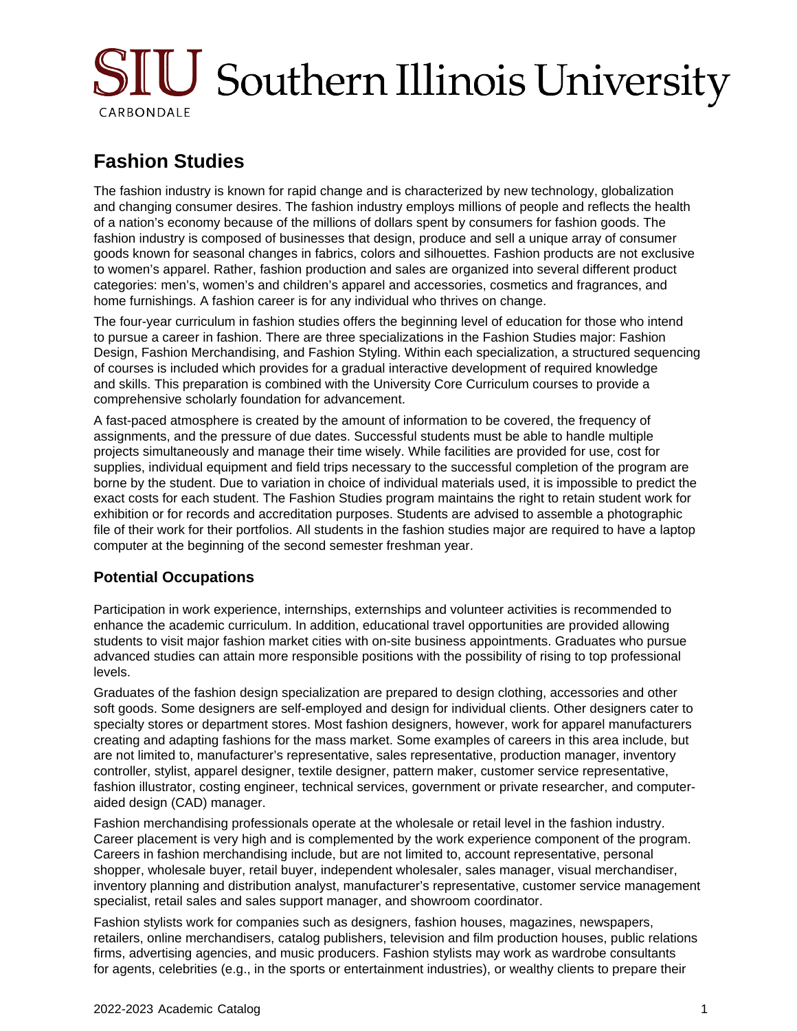# Fashion Studies

The fashion industry is known for rapid change and is characterized by new technology, globalization and changing consumer desires. The fashion industry employs millions of people and reflects the health of a nation's economy because of the millions of dollars spent by consumers for fashion goods. The fashion industry is composed of businesses that design, produce and sell a unique array of consumer goods known for seasonal changes in fabrics, colors and silhouettes. Fashion products are not exclusive to women's apparel. Rather, fashion production and sales are organized into several different product categories: men's, women's and children's apparel and accessories, cosmetics and fragrances, and home furnishings. A fashion career is for any individual who thrives on change.

The four-year curriculum in fashion studies offers the beginning level of education for those who intend to pursue a career in fashion. There are three specializations in the Fashion Studies major: Fashion Design, Fashion Merchandising, and Fashion Styling. Within each specialization, a structured sequencing of courses is included which provides for a gradual interactive development of required knowledge and skills. This preparation is combined with the University Core Curriculum courses to provide a comprehensive scholarly foundation for advancement.

A fast-paced atmosphere is created by the amount of information to be covered, the frequency of assignments, and the pressure of due dates. Successful students must be able to handle multiple projects simultaneously and manage their time wisely. While facilities are provided for use, cost for supplies, individual equipment and field trips necessary to the successful completion of the program are borne by the student. Due to variation in choice of individual materials used, it is impossible to predict the exact costs for each student. The Fashion Studies program maintains the right to retain student work for exhibition or for records and accreditation purposes. Students are advised to assemble a photographic file of their work for their portfolios. All students in the fashion studies major are required to have a laptop computer at the beginning of the second semester freshman year.

## Potential Occupations

Participation in work experience, internships, externships and volunteer activities is recommended to enhance the academic curriculum. In addition, educational travel opportunities are provided allowing students to visit major fashion market cities with on-site business appointments. Graduates who pursue advanced studies can attain more responsible positions with the possibility of rising to top professional levels.

Graduates of the fashion design specialization are prepared to design clothing, accessories and other soft goods. Some designers are self-employed and design for individual clients. Other designers cater to specialty stores or department stores. Most fashion designers, however, work for apparel manufacturers creating and adapting fashions for the mass market. Some examples of careers in this area include, but are not limited to, manufacturer's representative, sales representative, production manager, inventory controller, stylist, apparel designer, textile designer, pattern maker, customer service representative, fashion illustrator, costing engineer, technical services, government or private researcher, and computer-aided design (CAD) manager.

Fashion merchandising professionals operate at the wholesale or retail level in the fashion industry. Career placement is very high and is complemented by the work experience component of the program. Careers in fashion merchandising include, but are not limited to, account representative, personal shopper, wholesale buyer, retail buyer, independent wholesaler, sales manager, visual merchandiser, inventory planning and distribution analyst, manufacturer's representative, customer service management specialist, retail sales and sales support manager, and showroom coordinator.

Fashion stylists work for companies such as designers, fashion houses, magazines, newspapers, retailers, online merchandisers, catalog publishers, television and film production houses, public relations firms, advertising agencies, and music producers. Fashion stylists may work as wardrobe consultants for agents, celebrities (e.g., in the sports or entertainment industries), or wealthy clients to prepare their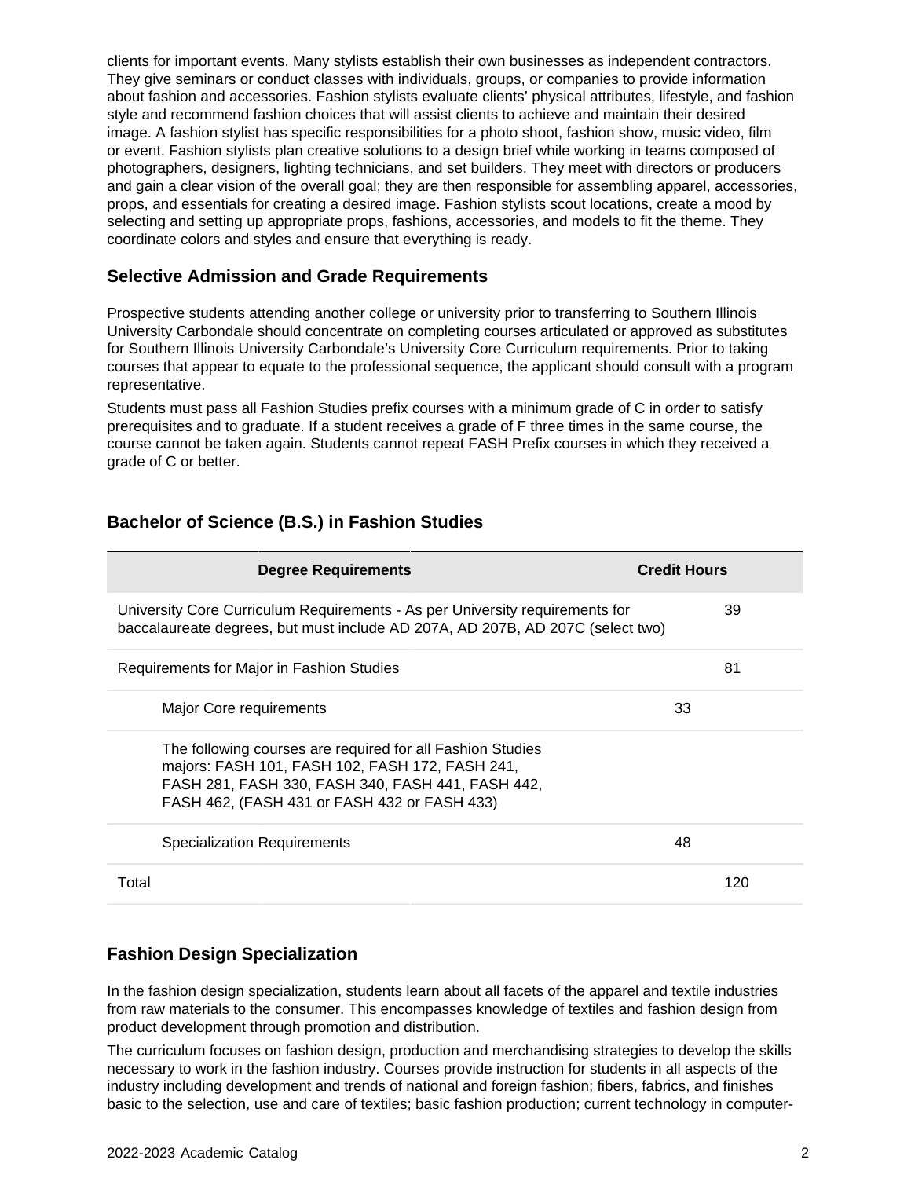clients for important events. Many stylists establish their own businesses as independent contractors. They give seminars or conduct classes with individuals, groups, or companies to provide information about fashion and accessories. Fashion stylists evaluate clients' physical attributes, lifestyle, and fashion style and recommend fashion choices that will assist clients to achieve and maintain their desired image. A fashion stylist has specific responsibilities for a photo shoot, fashion show, music video, film or event. Fashion stylists plan creative solutions to a design brief while working in teams composed of photographers, designers, lighting technicians, and set builders. They meet with directors or producers and gain a clear vision of the overall goal; they are then responsible for assembling apparel, accessories, props, and essentials for creating a desired image. Fashion stylists scout locations, create a mood by selecting and setting up appropriate props, fashions, accessories, and models to fit the theme. They coordinate colors and styles and ensure that everything is ready.

### Selective Admission and Grade Requirements

Prospective students attending another college or university prior to transferring to Southern Illinois University Carbondale should concentrate on completing courses articulated or approved as substitutes for Southern Illinois University Carbondale's University Core Curriculum requirements. Prior to taking courses that appear to equate to the professional sequence, the applicant should consult with a program representative.

Students must pass all Fashion Studies prefix courses with a minimum grade of C in order to satisfy prerequisites and to graduate. If a student receives a grade of F three times in the same course, the course cannot be taken again. Students cannot repeat FASH Prefix courses in which they received a grade of C or better.

### Bachelor of Science (B.S.) in Fashion Studies

| Degree Requirements | Credit Hours | |
|---|---|---|
| University Core Curriculum Requirements - As per University requirements for baccalaureate degrees, but must include AD 207A, AD 207B, AD 207C (select two) | | 39 |
| Requirements for Major in Fashion Studies | | 81 |
| Major Core requirements | 33 | |
| The following courses are required for all Fashion Studies majors: FASH 101, FASH 102, FASH 172, FASH 241, FASH 281, FASH 330, FASH 340, FASH 441, FASH 442, FASH 462, (FASH 431 or FASH 432 or FASH 433) | | |
| Specialization Requirements | 48 | |
| Total | | 120 |

### Fashion Design Specialization

In the fashion design specialization, students learn about all facets of the apparel and textile industries from raw materials to the consumer. This encompasses knowledge of textiles and fashion design from product development through promotion and distribution.

The curriculum focuses on fashion design, production and merchandising strategies to develop the skills necessary to work in the fashion industry. Courses provide instruction for students in all aspects of the industry including development and trends of national and foreign fashion; fibers, fabrics, and finishes basic to the selection, use and care of textiles; basic fashion production; current technology in computer-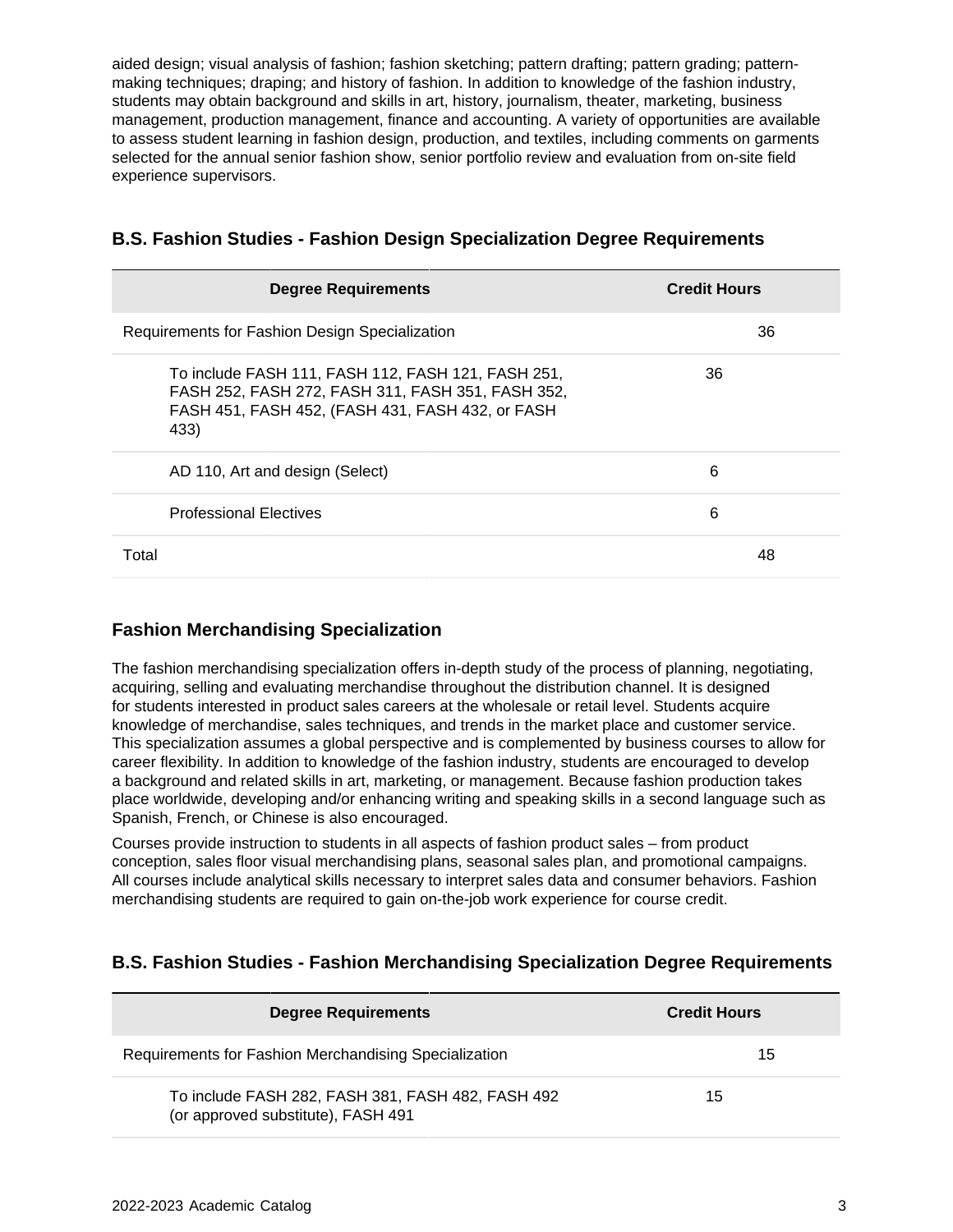aided design; visual analysis of fashion; fashion sketching; pattern drafting; pattern grading; pattern-making techniques; draping; and history of fashion. In addition to knowledge of the fashion industry, students may obtain background and skills in art, history, journalism, theater, marketing, business management, production management, finance and accounting. A variety of opportunities are available to assess student learning in fashion design, production, and textiles, including comments on garments selected for the annual senior fashion show, senior portfolio review and evaluation from on-site field experience supervisors.

## B.S. Fashion Studies - Fashion Design Specialization Degree Requirements

| Degree Requirements | Credit Hours | |
|---|---|---|
| Requirements for Fashion Design Specialization | | 36 |
| To include FASH 111, FASH 112, FASH 121, FASH 251, FASH 252, FASH 272, FASH 311, FASH 351, FASH 352, FASH 451, FASH 452, (FASH 431, FASH 432, or FASH 433) | 36 | |
| AD 110, Art and design (Select) | 6 | |
| Professional Electives | 6 | |
| Total | | 48 |

## Fashion Merchandising Specialization

The fashion merchandising specialization offers in-depth study of the process of planning, negotiating, acquiring, selling and evaluating merchandise throughout the distribution channel. It is designed for students interested in product sales careers at the wholesale or retail level. Students acquire knowledge of merchandise, sales techniques, and trends in the market place and customer service. This specialization assumes a global perspective and is complemented by business courses to allow for career flexibility. In addition to knowledge of the fashion industry, students are encouraged to develop a background and related skills in art, marketing, or management. Because fashion production takes place worldwide, developing and/or enhancing writing and speaking skills in a second language such as Spanish, French, or Chinese is also encouraged.

Courses provide instruction to students in all aspects of fashion product sales – from product conception, sales floor visual merchandising plans, seasonal sales plan, and promotional campaigns. All courses include analytical skills necessary to interpret sales data and consumer behaviors. Fashion merchandising students are required to gain on-the-job work experience for course credit.

## B.S. Fashion Studies - Fashion Merchandising Specialization Degree Requirements

| Degree Requirements | Credit Hours | |
|---|---|---|
| Requirements for Fashion Merchandising Specialization | | 15 |
| To include FASH 282, FASH 381, FASH 482, FASH 492 (or approved substitute), FASH 491 | 15 | |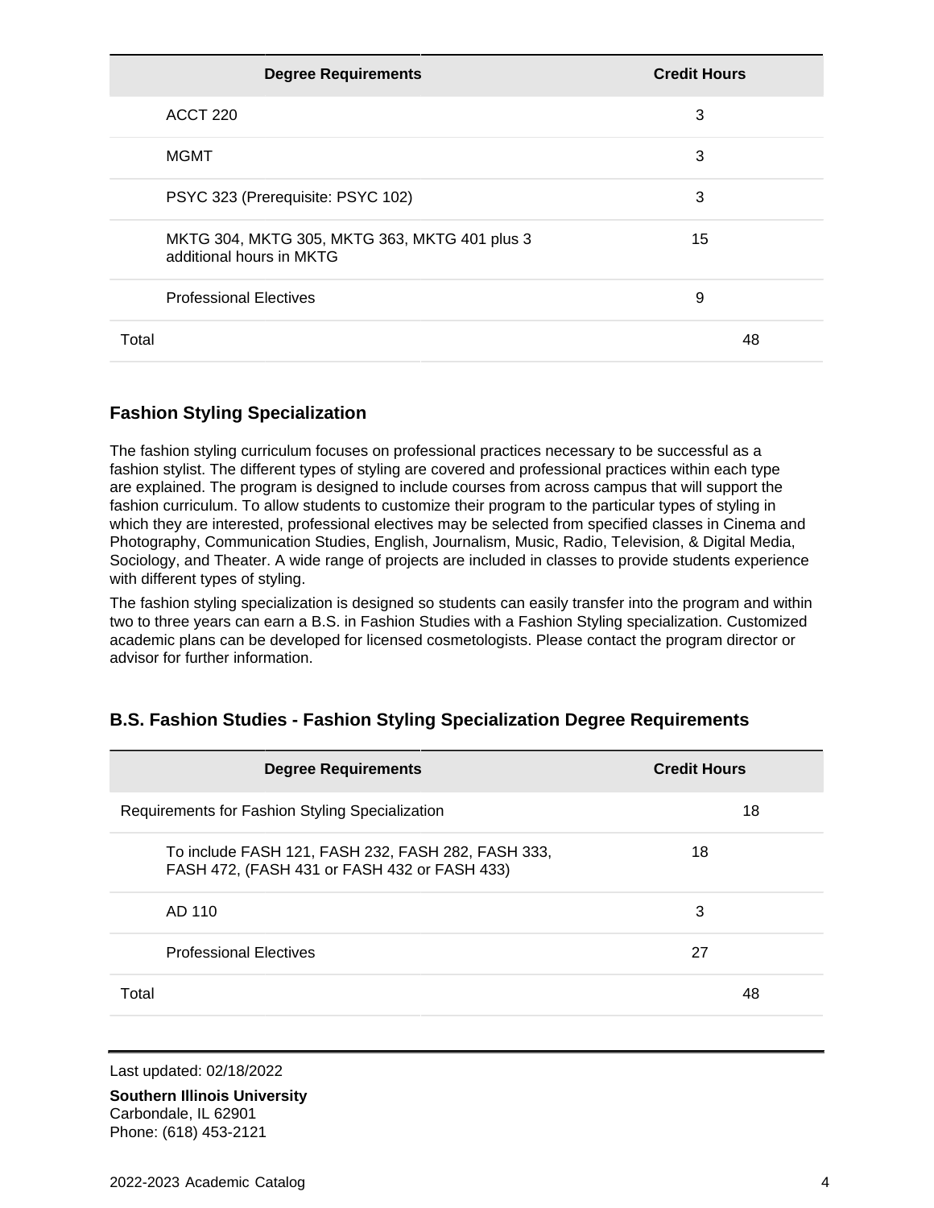| Degree Requirements | Credit Hours |
| --- | --- |
| ACCT 220 | 3 |
| MGMT | 3 |
| PSYC 323 (Prerequisite: PSYC 102) | 3 |
| MKTG 304, MKTG 305, MKTG 363, MKTG 401 plus 3 additional hours in MKTG | 15 |
| Professional Electives | 9 |
| Total | 48 |

## Fashion Styling Specialization

The fashion styling curriculum focuses on professional practices necessary to be successful as a fashion stylist. The different types of styling are covered and professional practices within each type are explained. The program is designed to include courses from across campus that will support the fashion curriculum. To allow students to customize their program to the particular types of styling in which they are interested, professional electives may be selected from specified classes in Cinema and Photography, Communication Studies, English, Journalism, Music, Radio, Television, & Digital Media, Sociology, and Theater. A wide range of projects are included in classes to provide students experience with different types of styling.

The fashion styling specialization is designed so students can easily transfer into the program and within two to three years can earn a B.S. in Fashion Studies with a Fashion Styling specialization. Customized academic plans can be developed for licensed cosmetologists. Please contact the program director or advisor for further information.

## B.S. Fashion Studies - Fashion Styling Specialization Degree Requirements

| Degree Requirements | Credit Hours |
| --- | --- |
| Requirements for Fashion Styling Specialization | 18 |
| To include FASH 121, FASH 232, FASH 282, FASH 333, FASH 472, (FASH 431 or FASH 432 or FASH 433) | 18 |
| AD 110 | 3 |
| Professional Electives | 27 |
| Total | 48 |

Last updated: 02/18/2022

**Southern Illinois University**
Carbondale, IL 62901
Phone: (618) 453-2121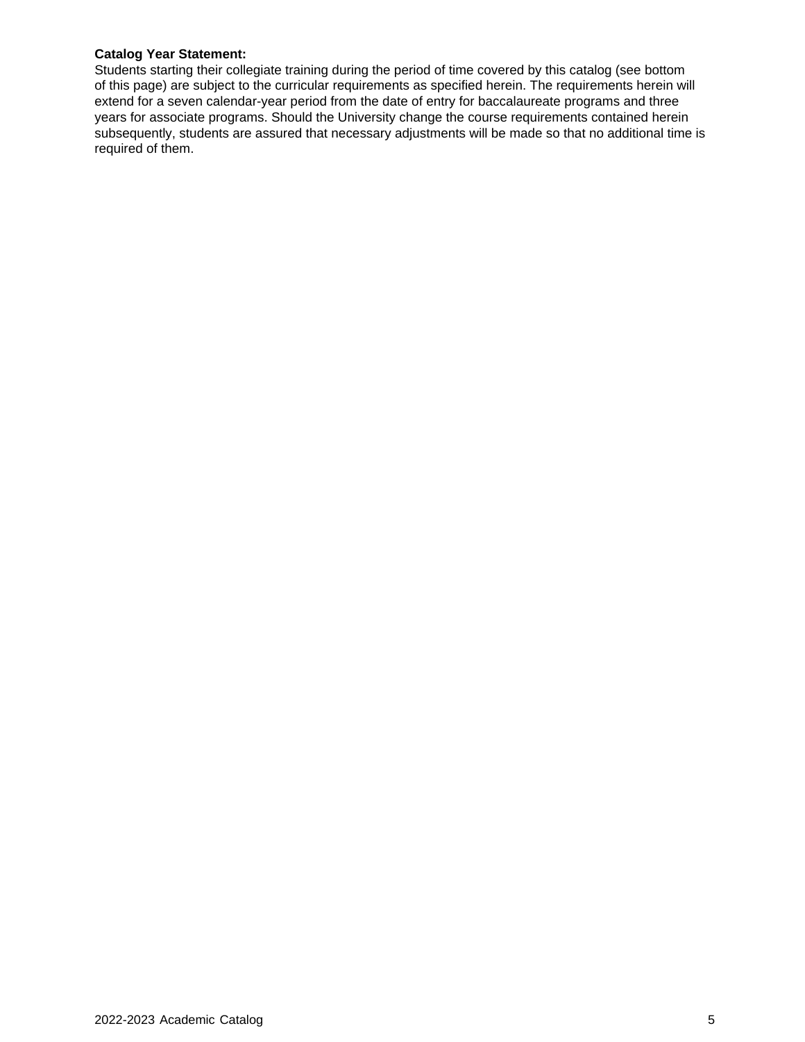**Catalog Year Statement:**
Students starting their collegiate training during the period of time covered by this catalog (see bottom of this page) are subject to the curricular requirements as specified herein. The requirements herein will extend for a seven calendar-year period from the date of entry for baccalaureate programs and three years for associate programs. Should the University change the course requirements contained herein subsequently, students are assured that necessary adjustments will be made so that no additional time is required of them.